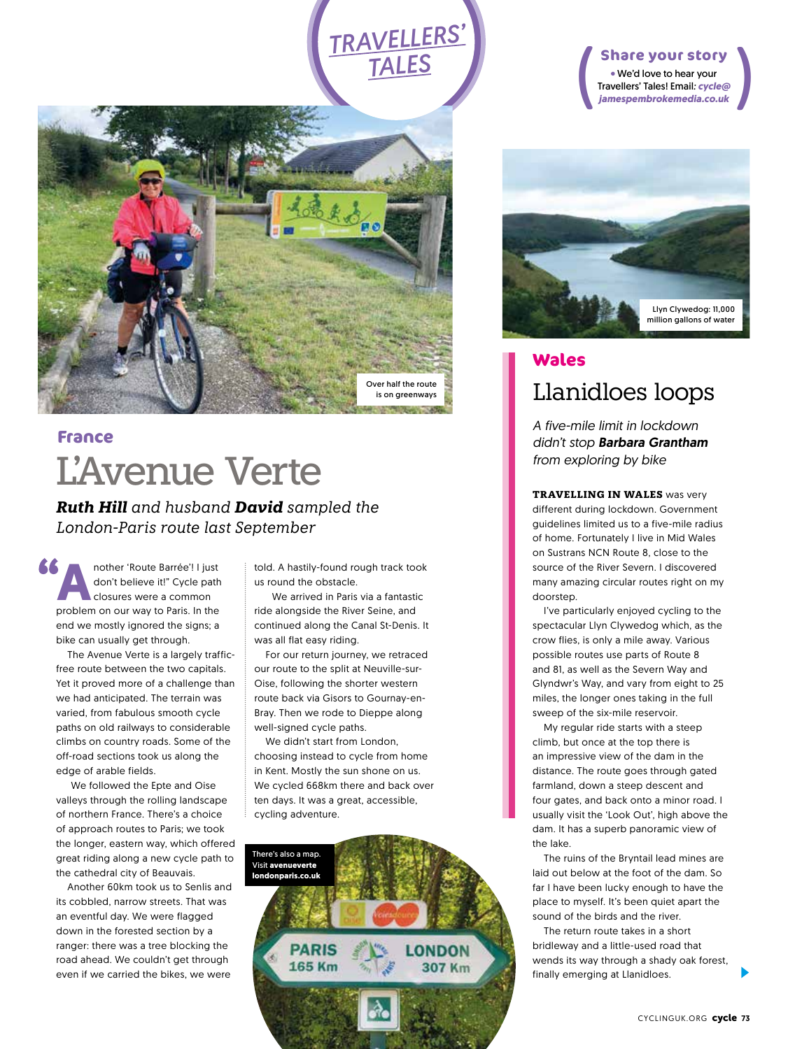# TRAVELLERS' TALES

**Share your story**

• We'd love to hear your Travellers' Tales! Email: *cycle@jamespembrokemedia.co.uk*

Over half the route is on greenways

## France

# L'Avenue Verte

***Ruth Hill** and husband **David** sampled the London-Paris route last September*

"Another 'Route Barrée'! I just don't believe it!" Cycle path closures were a common problem on our way to Paris. In the end we mostly ignored the signs; a bike can usually get through.

The Avenue Verte is a largely traffic-free route between the two capitals. Yet it proved more of a challenge than we had anticipated. The terrain was varied, from fabulous smooth cycle paths on old railways to considerable climbs on country roads. Some of the off-road sections took us along the edge of arable fields.

We followed the Epte and Oise valleys through the rolling landscape of northern France. There's a choice of approach routes to Paris; we took the longer, eastern way, which offered great riding along a new cycle path to the cathedral city of Beauvais.

Another 60km took us to Senlis and its cobbled, narrow streets. That was an eventful day. We were flagged down in the forested section by a ranger: there was a tree blocking the road ahead. We couldn't get through even if we carried the bikes, we were told. A hastily-found rough track took us round the obstacle.

We arrived in Paris via a fantastic ride alongside the River Seine, and continued along the Canal St-Denis. It was all flat easy riding.

For our return journey, we retraced our route to the split at Neuville-sur-Oise, following the shorter western route back via Gisors to Gournay-en-Bray. Then we rode to Dieppe along well-signed cycle paths.

We didn't start from London, choosing instead to cycle from home in Kent. Mostly the sun shone on us. We cycled 668km there and back over ten days. It was a great, accessible, cycling adventure.

There's also a map. Visit **avenueverte londonparis.co.uk**

Llyn Clywedog: 11,000 million gallons of water

## Wales

# Llanidloes loops

*A five-mile limit in lockdown didn't stop **Barbara Grantham** from exploring by bike*

**TRAVELLING IN WALES** was very different during lockdown. Government guidelines limited us to a five-mile radius of home. Fortunately I live in Mid Wales on Sustrans NCN Route 8, close to the source of the River Severn. I discovered many amazing circular routes right on my doorstep.

I've particularly enjoyed cycling to the spectacular Llyn Clywedog which, as the crow flies, is only a mile away. Various possible routes use parts of Route 8 and 81, as well as the Severn Way and Glyndwr's Way, and vary from eight to 25 miles, the longer ones taking in the full sweep of the six-mile reservoir.

My regular ride starts with a steep climb, but once at the top there is an impressive view of the dam in the distance. The route goes through gated farmland, down a steep descent and four gates, and back onto a minor road. I usually visit the 'Look Out', high above the dam. It has a superb panoramic view of the lake.

The ruins of the Bryntail lead mines are laid out below at the foot of the dam. So far I have been lucky enough to have the place to myself. It's been quiet apart the sound of the birds and the river.

The return route takes in a short bridleway and a little-used road that wends its way through a shady oak forest, finally emerging at Llanidloes.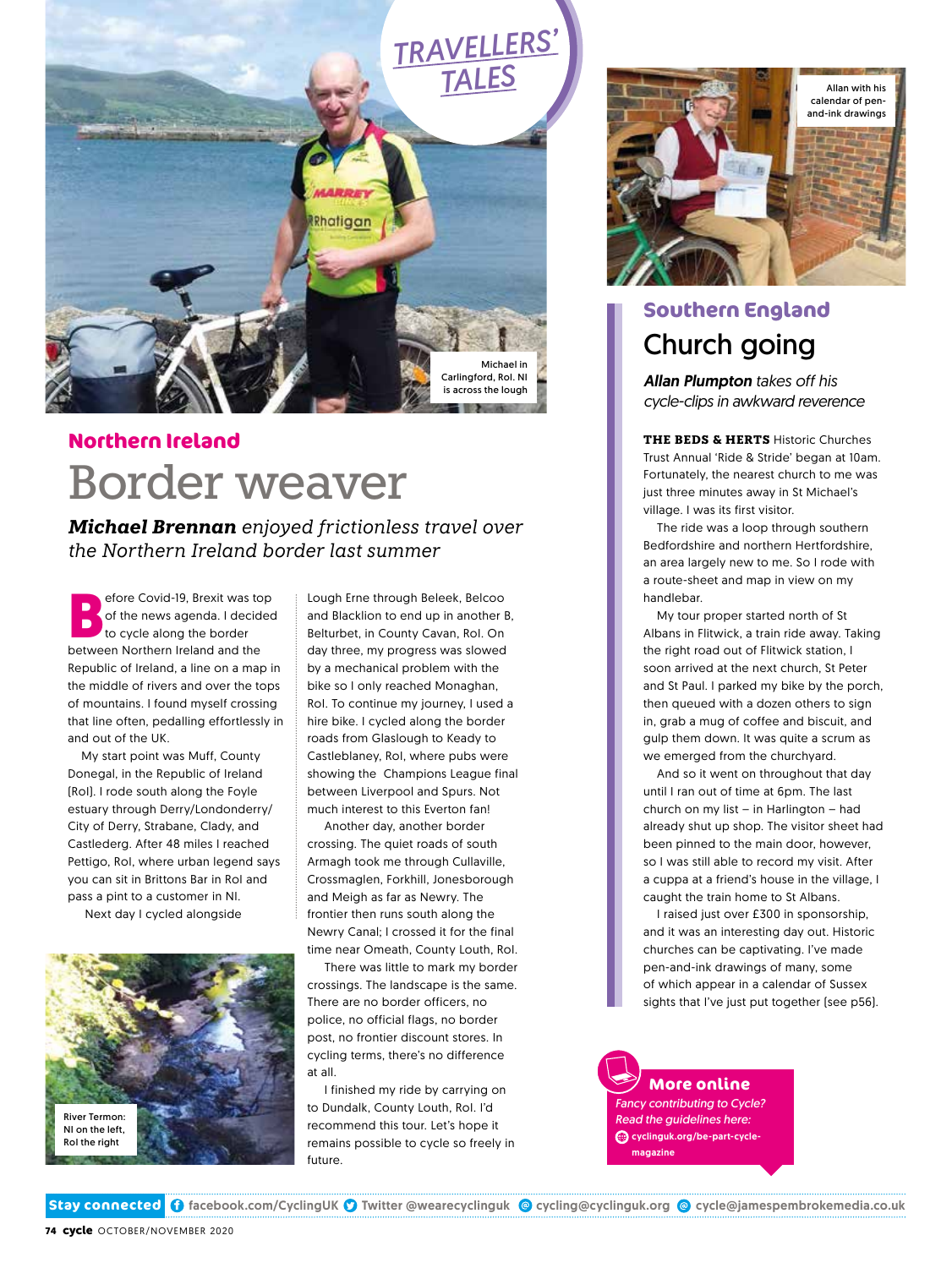TRAVELLERS' TALES

Michael in Carlingford, RoI. NI is across the lough

## Northern Ireland

# Border weaver

***Michael Brennan** enjoyed frictionless travel over the Northern Ireland border last summer*

Before Covid-19, Brexit was top of the news agenda. I decided to cycle along the border between Northern Ireland and the Republic of Ireland, a line on a map in the middle of rivers and over the tops of mountains. I found myself crossing that line often, pedalling effortlessly in and out of the UK.

My start point was Muff, County Donegal, in the Republic of Ireland (RoI). I rode south along the Foyle estuary through Derry/Londonderry/City of Derry, Strabane, Clady, and Castlederg. After 48 miles I reached Pettigo, RoI, where urban legend says you can sit in Brittons Bar in RoI and pass a pint to a customer in NI.

Next day I cycled alongside Lough Erne through Beleek, Belcoo and Blacklion to end up in another B, Belturbet, in County Cavan, RoI. On day three, my progress was slowed by a mechanical problem with the bike so I only reached Monaghan, RoI. To continue my journey, I used a hire bike. I cycled along the border roads from Glaslough to Keady to Castleblaney, RoI, where pubs were showing the Champions League final between Liverpool and Spurs. Not much interest to this Everton fan!

Another day, another border crossing. The quiet roads of south Armagh took me through Cullaville, Crossmaglen, Forkhill, Jonesborough and Meigh as far as Newry. The frontier then runs south along the Newry Canal; I crossed it for the final time near Omeath, County Louth, RoI.

There was little to mark my border crossings. The landscape is the same. There are no border officers, no police, no official flags, no border post, no frontier discount stores. In cycling terms, there's no difference at all.

I finished my ride by carrying on to Dundalk, County Louth, RoI. I'd recommend this tour. Let's hope it remains possible to cycle so freely in future.

River Termon: NI on the left, RoI the right

Allan with his calendar of pen-and-ink drawings

## Southern England

# Church going

***Allan Plumpton** takes off his cycle-clips in awkward reverence*

**THE BEDS & HERTS** Historic Churches Trust Annual 'Ride & Stride' began at 10am. Fortunately, the nearest church to me was just three minutes away in St Michael's village. I was its first visitor.

The ride was a loop through southern Bedfordshire and northern Hertfordshire, an area largely new to me. So I rode with a route-sheet and map in view on my handlebar.

My tour proper started north of St Albans in Flitwick, a train ride away. Taking the right road out of Flitwick station, I soon arrived at the next church, St Peter and St Paul. I parked my bike by the porch, then queued with a dozen others to sign in, grab a mug of coffee and biscuit, and gulp them down. It was quite a scrum as we emerged from the churchyard.

And so it went on throughout that day until I ran out of time at 6pm. The last church on my list – in Harlington – had already shut up shop. The visitor sheet had been pinned to the main door, however, so I was still able to record my visit. After a cuppa at a friend's house in the village, I caught the train home to St Albans.

I raised just over £300 in sponsorship, and it was an interesting day out. Historic churches can be captivating. I've made pen-and-ink drawings of many, some of which appear in a calendar of Sussex sights that I've just put together (see p56).

**More online**

*Fancy contributing to Cycle? Read the guidelines here:*
cyclinguk.org/be-part-cycle-magazine

**Stay connected** facebook.com/CyclingUK Twitter @wearecyclinguk cycling@cyclinguk.org cycle@jamespembrokemedia.co.uk